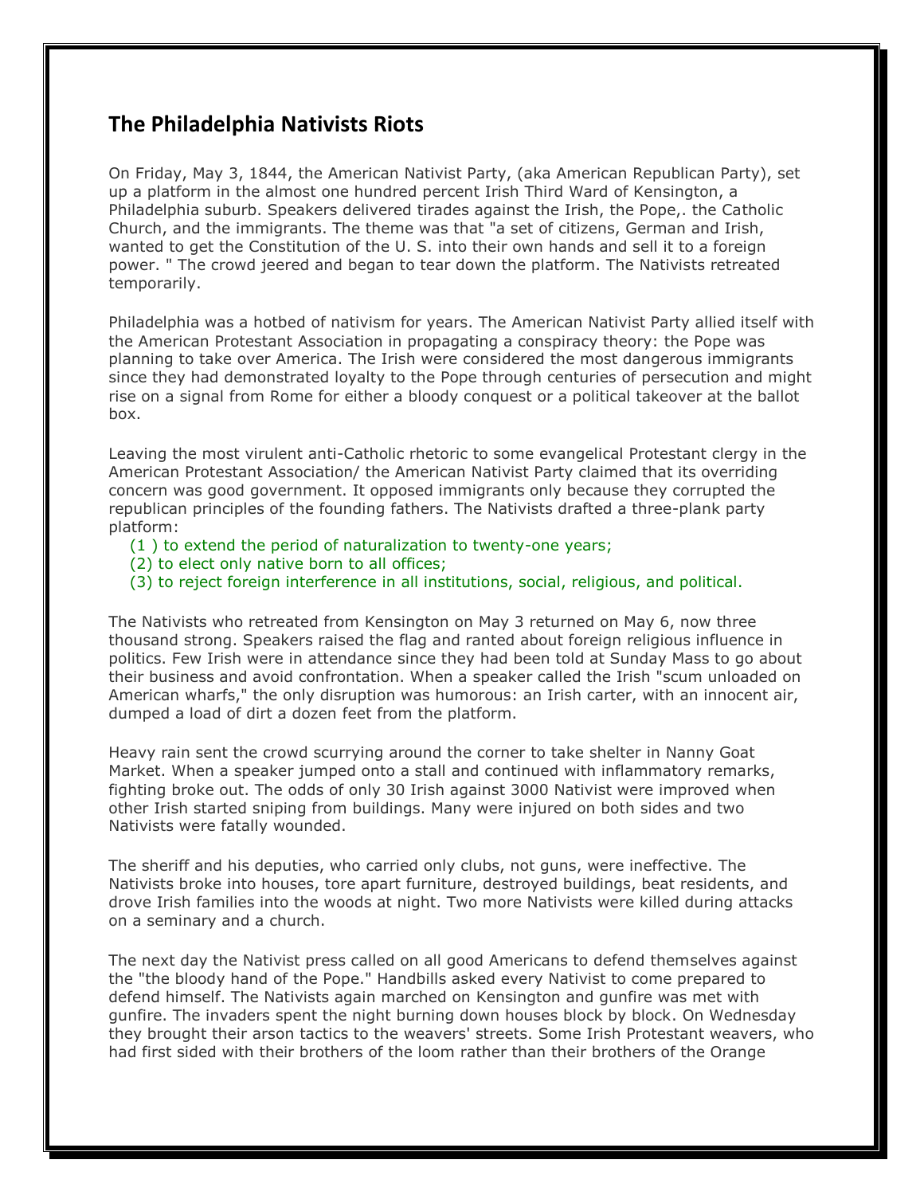## The Philadelphia Nativists Riots

On Friday, May 3, 1844, the American Nativist Party, (aka American Republican Party), set up a platform in the almost one hundred percent Irish Third Ward of Kensington, a Philadelphia suburb. Speakers delivered tirades against the Irish, the Pope,. the Catholic Church, and the immigrants. The theme was that "a set of citizens, German and Irish, wanted to get the Constitution of the U. S. into their own hands and sell it to a foreign power. " The crowd jeered and began to tear down the platform. The Nativists retreated temporarily.

Philadelphia was a hotbed of nativism for years. The American Nativist Party allied itself with the American Protestant Association in propagating a conspiracy theory: the Pope was planning to take over America. The Irish were considered the most dangerous immigrants since they had demonstrated loyalty to the Pope through centuries of persecution and might rise on a signal from Rome for either a bloody conquest or a political takeover at the ballot box.

Leaving the most virulent anti-Catholic rhetoric to some evangelical Protestant clergy in the American Protestant Association/ the American Nativist Party claimed that its overriding concern was good government. It opposed immigrants only because they corrupted the republican principles of the founding fathers. The Nativists drafted a three-plank party platform:

(1 ) to extend the period of naturalization to twenty-one years;
(2) to elect only native born to all offices;
(3) to reject foreign interference in all institutions, social, religious, and political.

The Nativists who retreated from Kensington on May 3 returned on May 6, now three thousand strong. Speakers raised the flag and ranted about foreign religious influence in politics. Few Irish were in attendance since they had been told at Sunday Mass to go about their business and avoid confrontation. When a speaker called the Irish "scum unloaded on American wharfs," the only disruption was humorous: an Irish carter, with an innocent air, dumped a load of dirt a dozen feet from the platform.

Heavy rain sent the crowd scurrying around the corner to take shelter in Nanny Goat Market. When a speaker jumped onto a stall and continued with inflammatory remarks, fighting broke out. The odds of only 30 Irish against 3000 Nativist were improved when other Irish started sniping from buildings. Many were injured on both sides and two Nativists were fatally wounded.

The sheriff and his deputies, who carried only clubs, not guns, were ineffective. The Nativists broke into houses, tore apart furniture, destroyed buildings, beat residents, and drove Irish families into the woods at night. Two more Nativists were killed during attacks on a seminary and a church.

The next day the Nativist press called on all good Americans to defend themselves against the "the bloody hand of the Pope." Handbills asked every Nativist to come prepared to defend himself. The Nativists again marched on Kensington and gunfire was met with gunfire. The invaders spent the night burning down houses block by block. On Wednesday they brought their arson tactics to the weavers' streets. Some Irish Protestant weavers, who had first sided with their brothers of the loom rather than their brothers of the Orange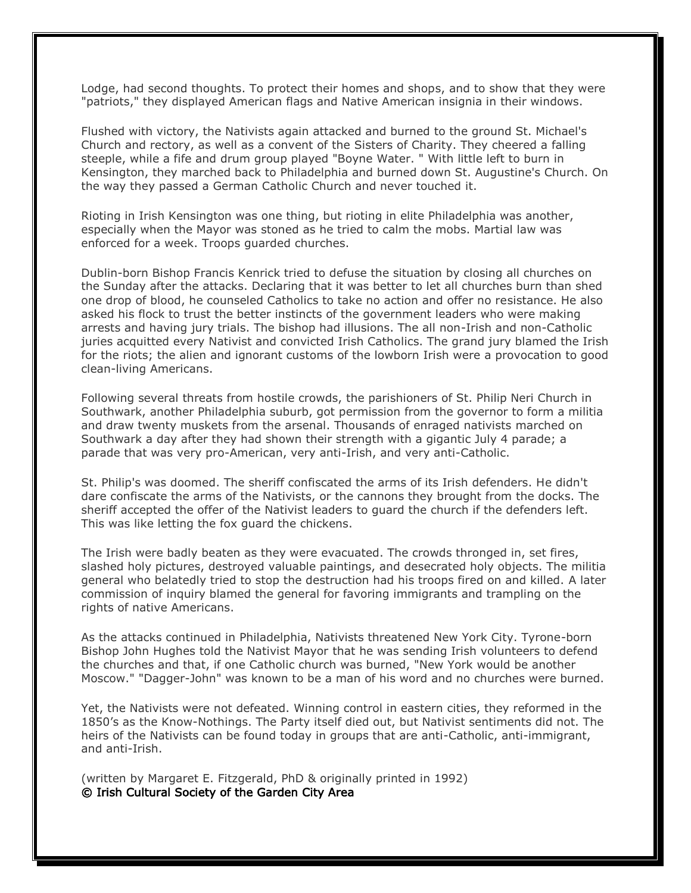Lodge, had second thoughts. To protect their homes and shops, and to show that they were "patriots," they displayed American flags and Native American insignia in their windows.

Flushed with victory, the Nativists again attacked and burned to the ground St. Michael's Church and rectory, as well as a convent of the Sisters of Charity. They cheered a falling steeple, while a fife and drum group played "Boyne Water. " With little left to burn in Kensington, they marched back to Philadelphia and burned down St. Augustine's Church. On the way they passed a German Catholic Church and never touched it.

Rioting in Irish Kensington was one thing, but rioting in elite Philadelphia was another, especially when the Mayor was stoned as he tried to calm the mobs. Martial law was enforced for a week. Troops guarded churches.

Dublin-born Bishop Francis Kenrick tried to defuse the situation by closing all churches on the Sunday after the attacks. Declaring that it was better to let all churches burn than shed one drop of blood, he counseled Catholics to take no action and offer no resistance. He also asked his flock to trust the better instincts of the government leaders who were making arrests and having jury trials. The bishop had illusions. The all non-Irish and non-Catholic juries acquitted every Nativist and convicted Irish Catholics. The grand jury blamed the Irish for the riots; the alien and ignorant customs of the lowborn Irish were a provocation to good clean-living Americans.

Following several threats from hostile crowds, the parishioners of St. Philip Neri Church in Southwark, another Philadelphia suburb, got permission from the governor to form a militia and draw twenty muskets from the arsenal. Thousands of enraged nativists marched on Southwark a day after they had shown their strength with a gigantic July 4 parade; a parade that was very pro-American, very anti-Irish, and very anti-Catholic.

St. Philip's was doomed. The sheriff confiscated the arms of its Irish defenders. He didn't dare confiscate the arms of the Nativists, or the cannons they brought from the docks. The sheriff accepted the offer of the Nativist leaders to guard the church if the defenders left. This was like letting the fox guard the chickens.

The Irish were badly beaten as they were evacuated. The crowds thronged in, set fires, slashed holy pictures, destroyed valuable paintings, and desecrated holy objects. The militia general who belatedly tried to stop the destruction had his troops fired on and killed. A later commission of inquiry blamed the general for favoring immigrants and trampling on the rights of native Americans.

As the attacks continued in Philadelphia, Nativists threatened New York City. Tyrone-born Bishop John Hughes told the Nativist Mayor that he was sending Irish volunteers to defend the churches and that, if one Catholic church was burned, "New York would be another Moscow." "Dagger-John" was known to be a man of his word and no churches were burned.

Yet, the Nativists were not defeated. Winning control in eastern cities, they reformed in the 1850's as the Know-Nothings. The Party itself died out, but Nativist sentiments did not. The heirs of the Nativists can be found today in groups that are anti-Catholic, anti-immigrant, and anti-Irish.

(written by Margaret E. Fitzgerald, PhD & originally printed in 1992)
© Irish Cultural Society of the Garden City Area